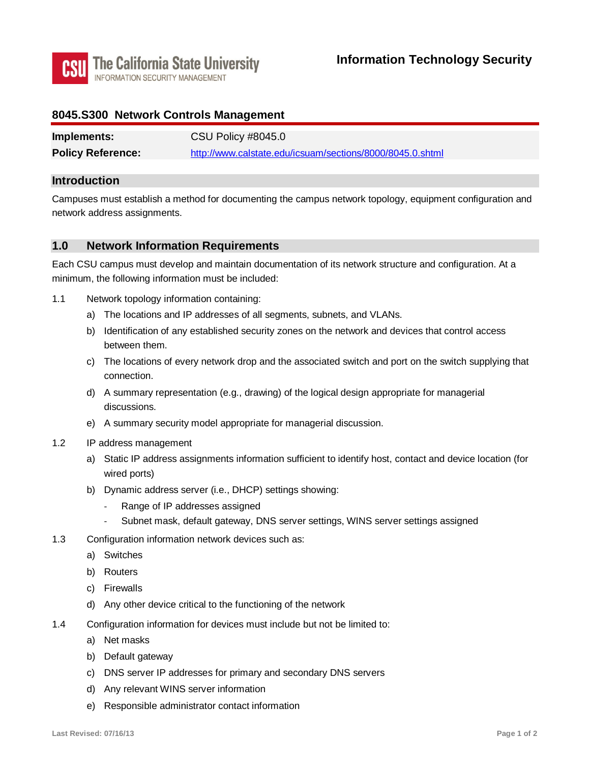The California State University
INFORMATION SECURITY MANAGEMENT

**Information Technology Security**

## 8045.S300 Network Controls Management

| | |
|---|---|
| **Implements:** | CSU Policy #8045.0 |
| **Policy Reference:** | http://www.calstate.edu/icsuam/sections/8000/8045.0.shtml |

### Introduction

Campuses must establish a method for documenting the campus network topology, equipment configuration and network address assignments.

### 1.0 Network Information Requirements

Each CSU campus must develop and maintain documentation of its network structure and configuration. At a minimum, the following information must be included:

1.1 Network topology information containing:

- a) The locations and IP addresses of all segments, subnets, and VLANs.
- b) Identification of any established security zones on the network and devices that control access between them.
- c) The locations of every network drop and the associated switch and port on the switch supplying that connection.
- d) A summary representation (e.g., drawing) of the logical design appropriate for managerial discussions.
- e) A summary security model appropriate for managerial discussion.

1.2 IP address management

- a) Static IP address assignments information sufficient to identify host, contact and device location (for wired ports)
- b) Dynamic address server (i.e., DHCP) settings showing:
  - Range of IP addresses assigned
  - Subnet mask, default gateway, DNS server settings, WINS server settings assigned

1.3 Configuration information network devices such as:

- a) Switches
- b) Routers
- c) Firewalls
- d) Any other device critical to the functioning of the network

1.4 Configuration information for devices must include but not be limited to:

- a) Net masks
- b) Default gateway
- c) DNS server IP addresses for primary and secondary DNS servers
- d) Any relevant WINS server information
- e) Responsible administrator contact information

Last Revised: 07/16/13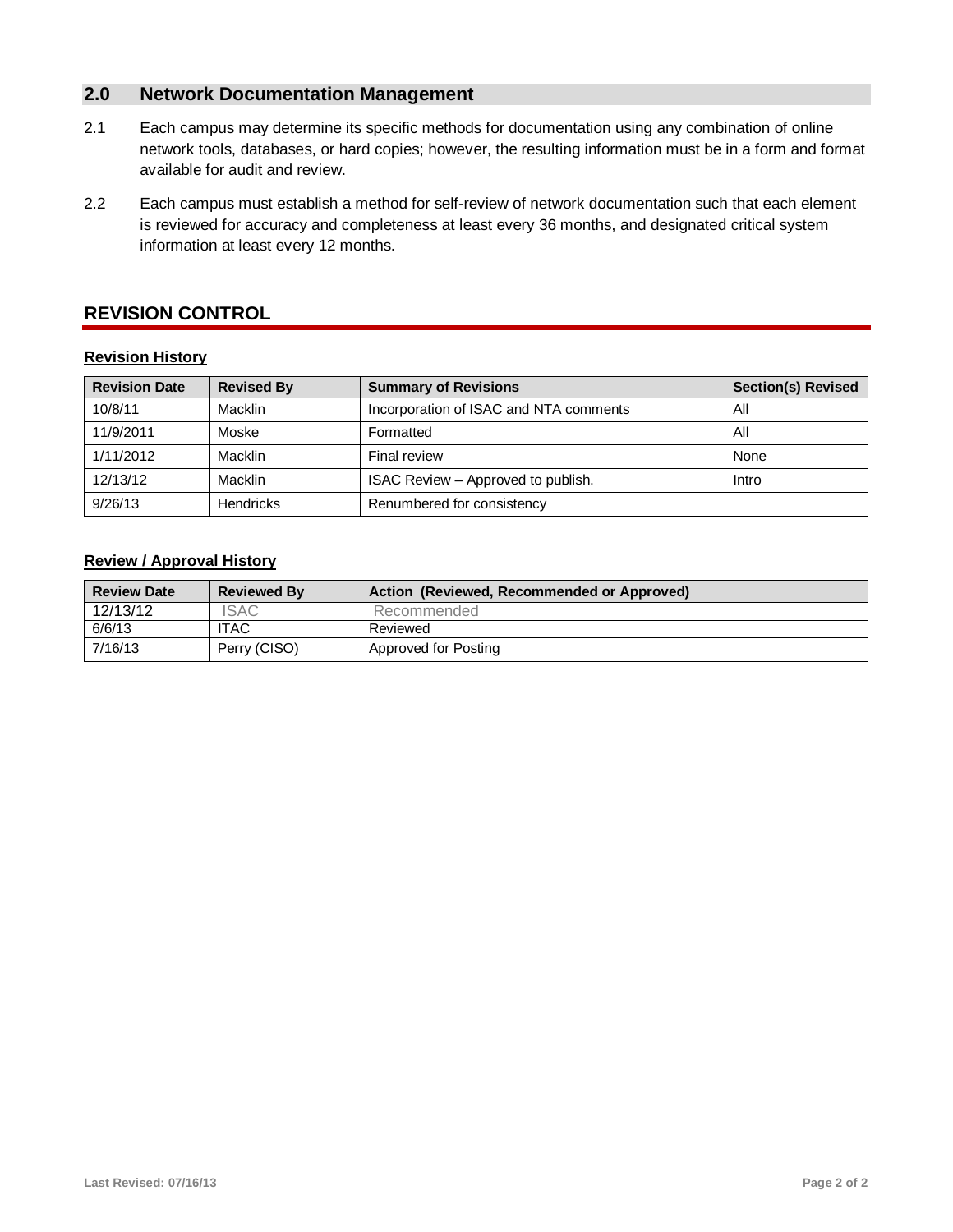## 2.0 Network Documentation Management

2.1 Each campus may determine its specific methods for documentation using any combination of online network tools, databases, or hard copies; however, the resulting information must be in a form and format available for audit and review.

2.2 Each campus must establish a method for self-review of network documentation such that each element is reviewed for accuracy and completeness at least every 36 months, and designated critical system information at least every 12 months.

## REVISION CONTROL

### Revision History

| Revision Date | Revised By | Summary of Revisions | Section(s) Revised |
|---|---|---|---|
| 10/8/11 | Macklin | Incorporation of ISAC and NTA comments | All |
| 11/9/2011 | Moske | Formatted | All |
| 1/11/2012 | Macklin | Final review | None |
| 12/13/12 | Macklin | ISAC Review – Approved to publish. | Intro |
| 9/26/13 | Hendricks | Renumbered for consistency | |

### Review / Approval History

| Review Date | Reviewed By | Action (Reviewed, Recommended or Approved) |
|---|---|---|
| 12/13/12 | ISAC | Recommended |
| 6/6/13 | ITAC | Reviewed |
| 7/16/13 | Perry (CISO) | Approved for Posting |

Last Revised: 07/16/13